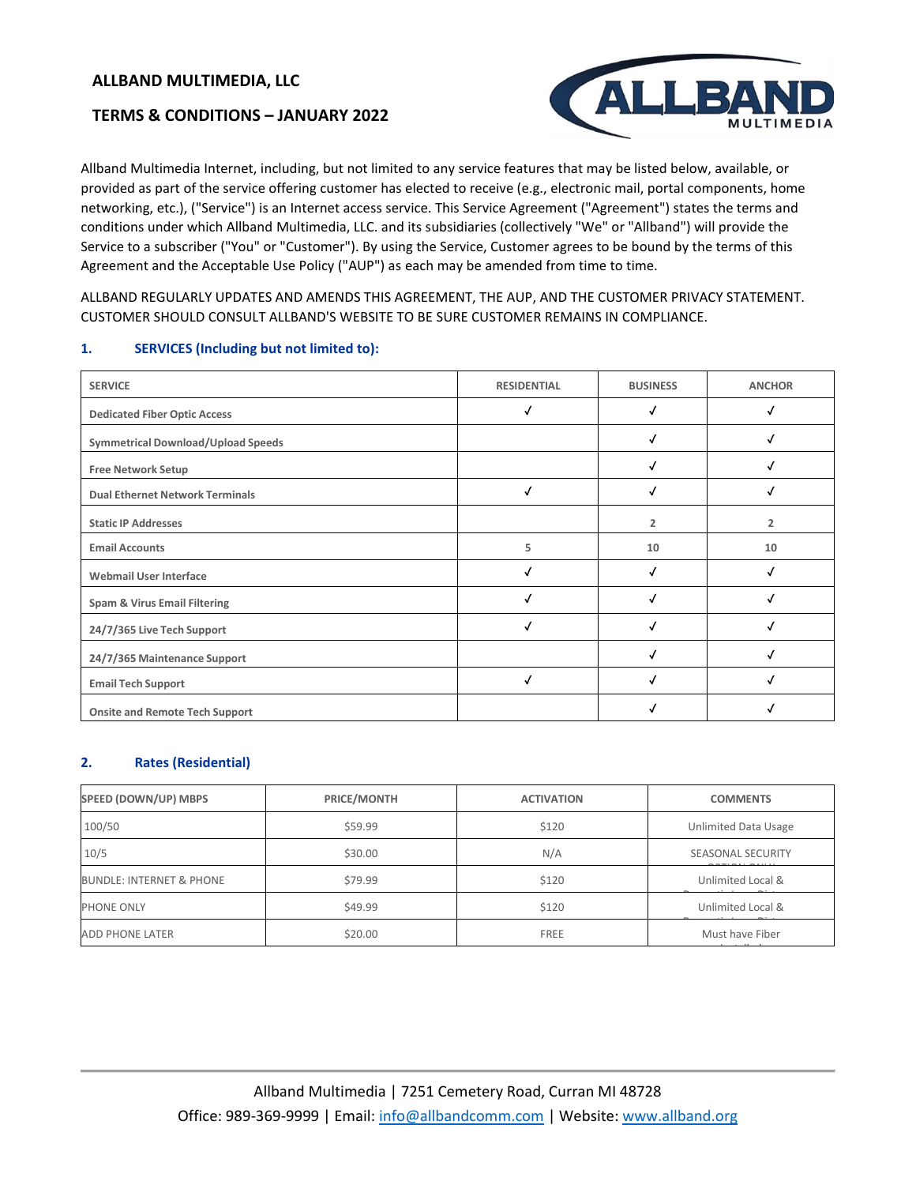## ALLBAND MULTIMEDIA, LLC

## TERMS & CONDITIONS – JANUARY 2022

Allband Multimedia Internet, including, but not limited to any service features that may be listed below, available, or provided as part of the service offering customer has elected to receive (e.g., electronic mail, portal components, home networking, etc.), ("Service") is an Internet access service. This Service Agreement ("Agreement") states the terms and conditions under which Allband Multimedia, LLC. and its subsidiaries (collectively "We" or "Allband") will provide the Service to a subscriber ("You" or "Customer"). By using the Service, Customer agrees to be bound by the terms of this Agreement and the Acceptable Use Policy ("AUP") as each may be amended from time to time.

ALLBAND REGULARLY UPDATES AND AMENDS THIS AGREEMENT, THE AUP, AND THE CUSTOMER PRIVACY STATEMENT. CUSTOMER SHOULD CONSULT ALLBAND'S WEBSITE TO BE SURE CUSTOMER REMAINS IN COMPLIANCE.

### 1. SERVICES (Including but not limited to):

| SERVICE | RESIDENTIAL | BUSINESS | ANCHOR |
|---|---|---|---|
| Dedicated Fiber Optic Access | ✓ | ✓ | ✓ |
| Symmetrical Download/Upload Speeds | | ✓ | ✓ |
| Free Network Setup | | ✓ | ✓ |
| Dual Ethernet Network Terminals | ✓ | ✓ | ✓ |
| Static IP Addresses | | 2 | 2 |
| Email Accounts | 5 | 10 | 10 |
| Webmail User Interface | ✓ | ✓ | ✓ |
| Spam & Virus Email Filtering | ✓ | ✓ | ✓ |
| 24/7/365 Live Tech Support | ✓ | ✓ | ✓ |
| 24/7/365 Maintenance Support | | ✓ | ✓ |
| Email Tech Support | ✓ | ✓ | ✓ |
| Onsite and Remote Tech Support | | ✓ | ✓ |

### 2. Rates (Residential)

| SPEED (DOWN/UP) MBPS | PRICE/MONTH | ACTIVATION | COMMENTS |
|---|---|---|---|
| 100/50 | $59.99 | $120 | Unlimited Data Usage |
| 10/5 | $30.00 | N/A | SEASONAL SECURITY OPTION ONLY |
| BUNDLE: INTERNET & PHONE | $79.99 | $120 | Unlimited Local & Domestic Long Distance |
| PHONE ONLY | $49.99 | $120 | Unlimited Local & Domestic Long Distance |
| ADD PHONE LATER | $20.00 | FREE | Must have Fiber installed |

Allband Multimedia | 7251 Cemetery Road, Curran MI 48728
Office: 989-369-9999 | Email: info@allbandcomm.com | Website: www.allband.org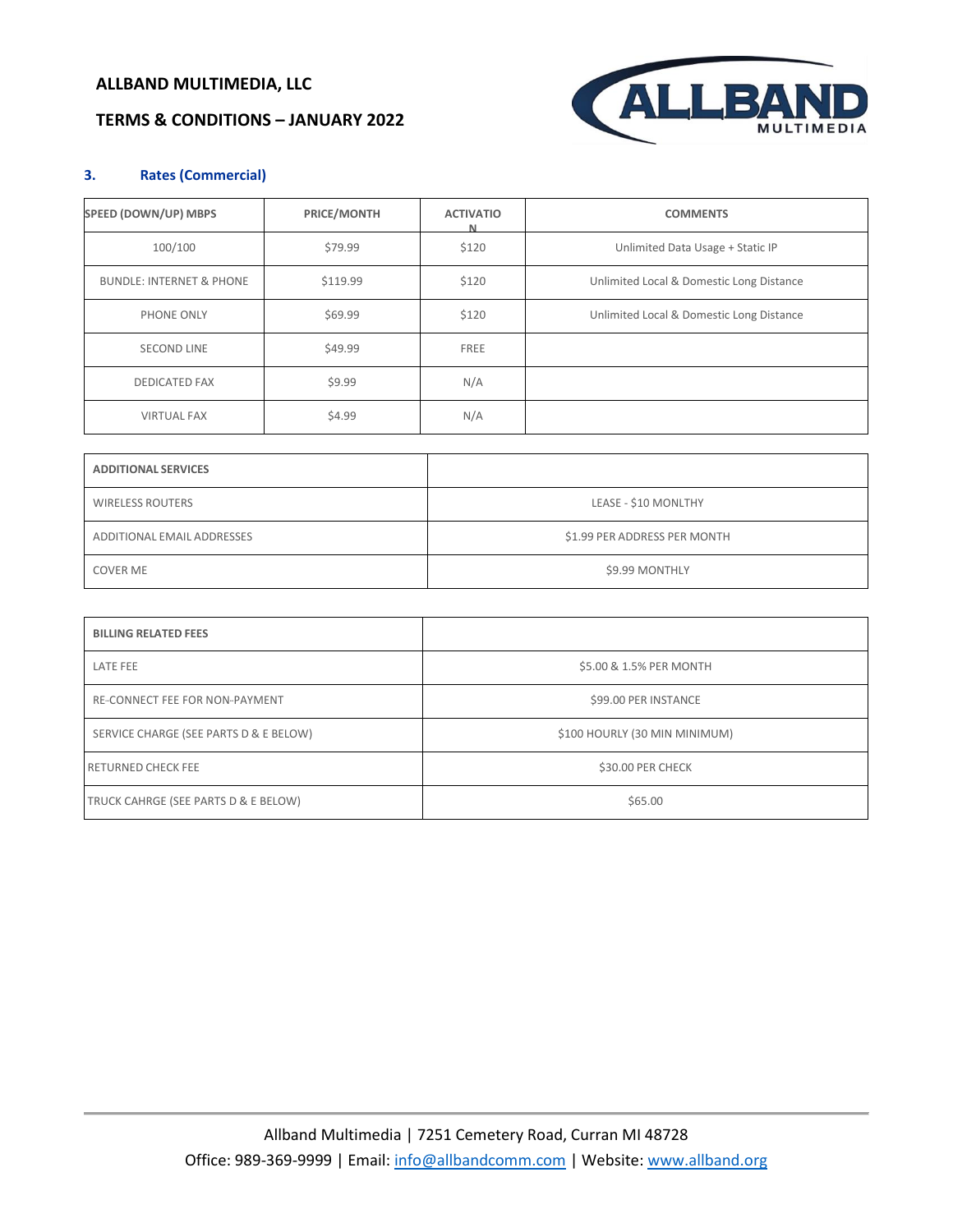## 3. Rates (Commercial)

| SPEED (DOWN/UP) MBPS | PRICE/MONTH | ACTIVATION | COMMENTS |
| --- | --- | --- | --- |
| 100/100 | $79.99 | $120 | Unlimited Data Usage + Static IP |
| BUNDLE: INTERNET & PHONE | $119.99 | $120 | Unlimited Local & Domestic Long Distance |
| PHONE ONLY | $69.99 | $120 | Unlimited Local & Domestic Long Distance |
| SECOND LINE | $49.99 | FREE | |
| DEDICATED FAX | $9.99 | N/A | |
| VIRTUAL FAX | $4.99 | N/A | |

| ADDITIONAL SERVICES | |
| --- | --- |
| WIRELESS ROUTERS | LEASE - $10 MONLTHY |
| ADDITIONAL EMAIL ADDRESSES | $1.99 PER ADDRESS PER MONTH |
| COVER ME | $9.99 MONTHLY |

| BILLING RELATED FEES | |
| --- | --- |
| LATE FEE | $5.00 & 1.5% PER MONTH |
| RE-CONNECT FEE FOR NON-PAYMENT | $99.00 PER INSTANCE |
| SERVICE CHARGE (SEE PARTS D & E BELOW) | $100 HOURLY (30 MIN MINIMUM) |
| RETURNED CHECK FEE | $30.00 PER CHECK |
| TRUCK CAHRGE (SEE PARTS D & E BELOW) | $65.00 |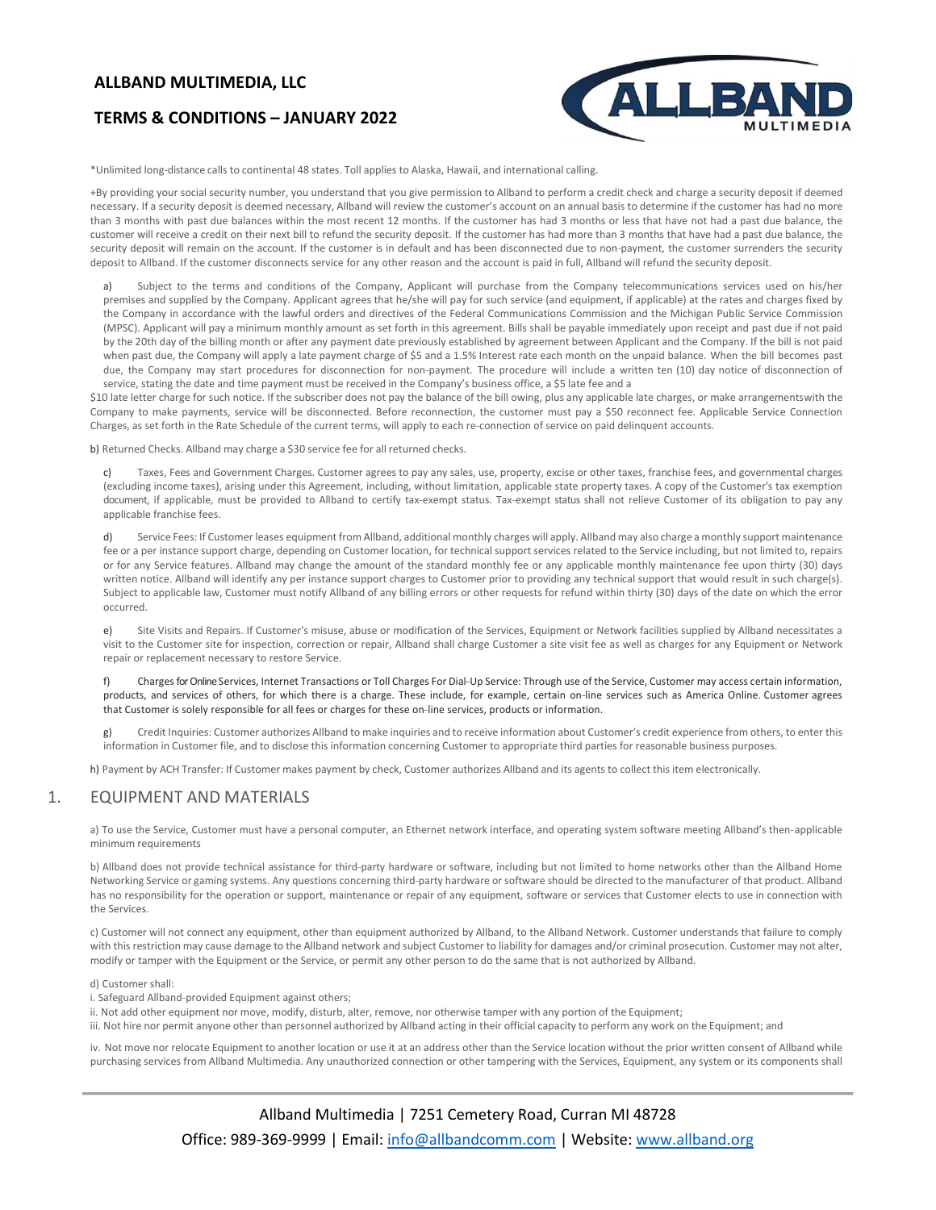*Unlimited long-distance calls to continental 48 states. Toll applies to Alaska, Hawaii, and international calling.

+By providing your social security number, you understand that you give permission to Allband to perform a credit check and charge a security deposit if deemed necessary. If a security deposit is deemed necessary, Allband will review the customer's account on an annual basis to determine if the customer has had no more than 3 months with past due balances within the most recent 12 months. If the customer has had 3 months or less that have not had a past due balance, the customer will receive a credit on their next bill to refund the security deposit. If the customer has had more than 3 months that have had a past due balance, the security deposit will remain on the account. If the customer is in default and has been disconnected due to non-payment, the customer surrenders the security deposit to Allband. If the customer disconnects service for any other reason and the account is paid in full, Allband will refund the security deposit.

a) Subject to the terms and conditions of the Company, Applicant will purchase from the Company telecommunications services used on his/her premises and supplied by the Company. Applicant agrees that he/she will pay for such service (and equipment, if applicable) at the rates and charges fixed by the Company in accordance with the lawful orders and directives of the Federal Communications Commission and the Michigan Public Service Commission (MPSC). Applicant will pay a minimum monthly amount as set forth in this agreement. Bills shall be payable immediately upon receipt and past due if not paid by the 20th day of the billing month or after any payment date previously established by agreement between Applicant and the Company. If the bill is not paid when past due, the Company will apply a late payment charge of $5 and a 1.5% Interest rate each month on the unpaid balance. When the bill becomes past due, the Company may start procedures for disconnection for non-payment. The procedure will include a written ten (10) day notice of disconnection of service, stating the date and time payment must be received in the Company's business office, a $5 late fee and a $10 late letter charge for such notice. If the subscriber does not pay the balance of the bill owing, plus any applicable late charges, or make arrangementswith the Company to make payments, service will be disconnected. Before reconnection, the customer must pay a $50 reconnect fee. Applicable Service Connection Charges, as set forth in the Rate Schedule of the current terms, will apply to each re-connection of service on paid delinquent accounts.

b) Returned Checks. Allband may charge a $30 service fee for all returned checks.

c) Taxes, Fees and Government Charges. Customer agrees to pay any sales, use, property, excise or other taxes, franchise fees, and governmental charges (excluding income taxes), arising under this Agreement, including, without limitation, applicable state property taxes. A copy of the Customer's tax exemption document, if applicable, must be provided to Allband to certify tax-exempt status. Tax-exempt status shall not relieve Customer of its obligation to pay any applicable franchise fees.

d) Service Fees: If Customer leases equipment from Allband, additional monthly charges will apply. Allband may also charge a monthly support maintenance fee or a per instance support charge, depending on Customer location, for technical support services related to the Service including, but not limited to, repairs or for any Service features. Allband may change the amount of the standard monthly fee or any applicable monthly maintenance fee upon thirty (30) days written notice. Allband will identify any per instance support charges to Customer prior to providing any technical support that would result in such charge(s). Subject to applicable law, Customer must notify Allband of any billing errors or other requests for refund within thirty (30) days of the date on which the error occurred.

e) Site Visits and Repairs. If Customer's misuse, abuse or modification of the Services, Equipment or Network facilities supplied by Allband necessitates a visit to the Customer site for inspection, correction or repair, Allband shall charge Customer a site visit fee as well as charges for any Equipment or Network repair or replacement necessary to restore Service.

f) Charges for Online Services, Internet Transactions or Toll Charges For Dial-Up Service: Through use of the Service, Customer may access certain information, products, and services of others, for which there is a charge. These include, for example, certain on-line services such as America Online. Customer agrees that Customer is solely responsible for all fees or charges for these on-line services, products or information.

g) Credit Inquiries: Customer authorizes Allband to make inquiries and to receive information about Customer's credit experience from others, to enter this information in Customer file, and to disclose this information concerning Customer to appropriate third parties for reasonable business purposes.

h) Payment by ACH Transfer: If Customer makes payment by check, Customer authorizes Allband and its agents to collect this item electronically.

## 1. EQUIPMENT AND MATERIALS

a) To use the Service, Customer must have a personal computer, an Ethernet network interface, and operating system software meeting Allband's then-applicable minimum requirements

b) Allband does not provide technical assistance for third-party hardware or software, including but not limited to home networks other than the Allband Home Networking Service or gaming systems. Any questions concerning third-party hardware or software should be directed to the manufacturer of that product. Allband has no responsibility for the operation or support, maintenance or repair of any equipment, software or services that Customer elects to use in connection with the Services.

c) Customer will not connect any equipment, other than equipment authorized by Allband, to the Allband Network. Customer understands that failure to comply with this restriction may cause damage to the Allband network and subject Customer to liability for damages and/or criminal prosecution. Customer may not alter, modify or tamper with the Equipment or the Service, or permit any other person to do the same that is not authorized by Allband.

d) Customer shall:

i. Safeguard Allband-provided Equipment against others;

ii. Not add other equipment nor move, modify, disturb, alter, remove, nor otherwise tamper with any portion of the Equipment;

iii. Not hire nor permit anyone other than personnel authorized by Allband acting in their official capacity to perform any work on the Equipment; and

iv. Not move nor relocate Equipment to another location or use it at an address other than the Service location without the prior written consent of Allband while purchasing services from Allband Multimedia. Any unauthorized connection or other tampering with the Services, Equipment, any system or its components shall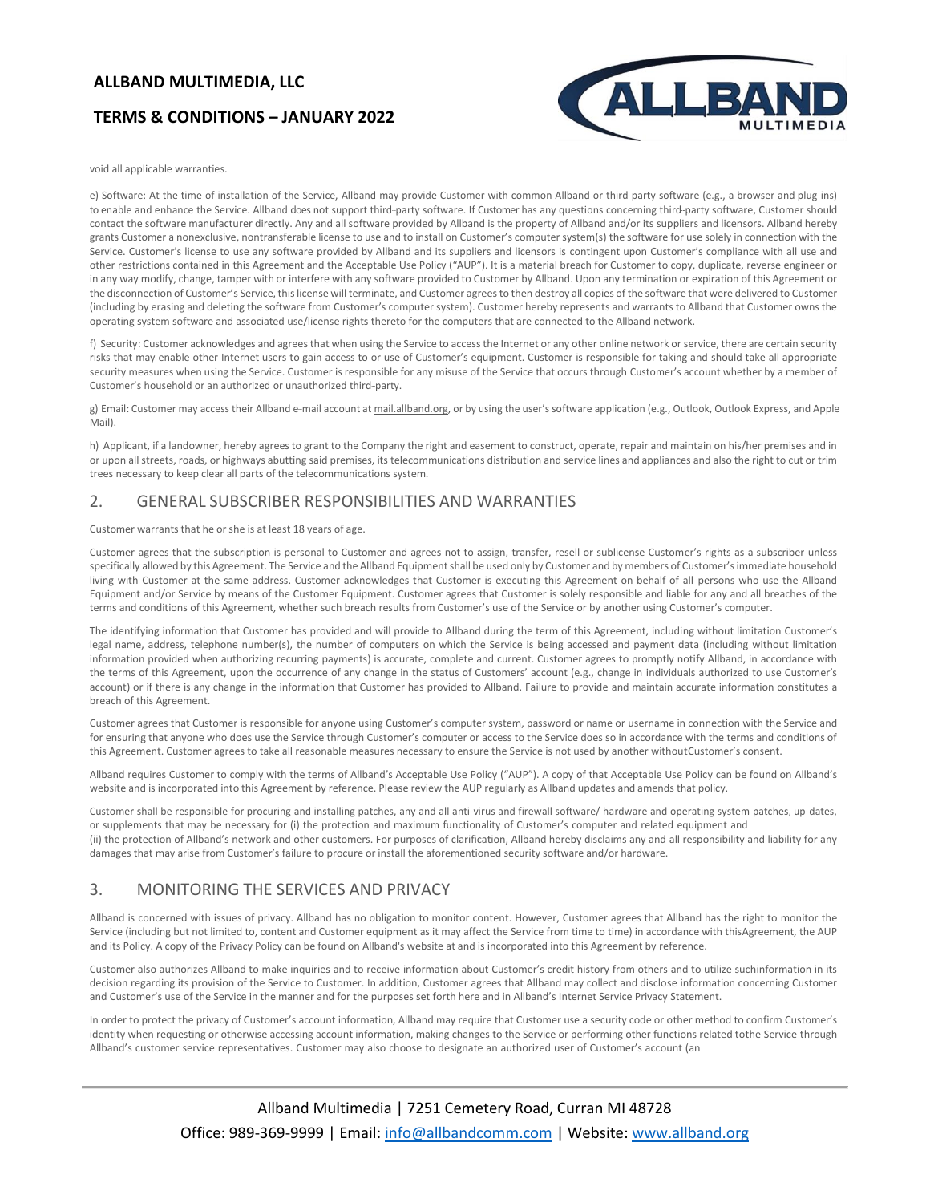void all applicable warranties.

e) Software: At the time of installation of the Service, Allband may provide Customer with common Allband or third-party software (e.g., a browser and plug-ins) to enable and enhance the Service. Allband does not support third-party software. If Customer has any questions concerning third-party software, Customer should contact the software manufacturer directly. Any and all software provided by Allband is the property of Allband and/or its suppliers and licensors. Allband hereby grants Customer a nonexclusive, nontransferable license to use and to install on Customer's computer system(s) the software for use solely in connection with the Service. Customer's license to use any software provided by Allband and its suppliers and licensors is contingent upon Customer's compliance with all use and other restrictions contained in this Agreement and the Acceptable Use Policy ("AUP"). It is a material breach for Customer to copy, duplicate, reverse engineer or in any way modify, change, tamper with or interfere with any software provided to Customer by Allband. Upon any termination or expiration of this Agreement or the disconnection of Customer's Service, this license will terminate, and Customer agrees to then destroy all copies of the software that were delivered to Customer (including by erasing and deleting the software from Customer's computer system). Customer hereby represents and warrants to Allband that Customer owns the operating system software and associated use/license rights thereto for the computers that are connected to the Allband network.

f) Security: Customer acknowledges and agrees that when using the Service to access the Internet or any other online network or service, there are certain security risks that may enable other Internet users to gain access to or use of Customer's equipment. Customer is responsible for taking and should take all appropriate security measures when using the Service. Customer is responsible for any misuse of the Service that occurs through Customer's account whether by a member of Customer's household or an authorized or unauthorized third-party.

g) Email: Customer may access their Allband e-mail account at mail.allband.org, or by using the user's software application (e.g., Outlook, Outlook Express, and Apple Mail).

h) Applicant, if a landowner, hereby agrees to grant to the Company the right and easement to construct, operate, repair and maintain on his/her premises and in or upon all streets, roads, or highways abutting said premises, its telecommunications distribution and service lines and appliances and also the right to cut or trim trees necessary to keep clear all parts of the telecommunications system.

## 2. GENERAL SUBSCRIBER RESPONSIBILITIES AND WARRANTIES

Customer warrants that he or she is at least 18 years of age.

Customer agrees that the subscription is personal to Customer and agrees not to assign, transfer, resell or sublicense Customer's rights as a subscriber unless specifically allowed by this Agreement. The Service and the Allband Equipment shall be used only by Customer and by members of Customer's immediate household living with Customer at the same address. Customer acknowledges that Customer is executing this Agreement on behalf of all persons who use the Allband Equipment and/or Service by means of the Customer Equipment. Customer agrees that Customer is solely responsible and liable for any and all breaches of the terms and conditions of this Agreement, whether such breach results from Customer's use of the Service or by another using Customer's computer.

The identifying information that Customer has provided and will provide to Allband during the term of this Agreement, including without limitation Customer's legal name, address, telephone number(s), the number of computers on which the Service is being accessed and payment data (including without limitation information provided when authorizing recurring payments) is accurate, complete and current. Customer agrees to promptly notify Allband, in accordance with the terms of this Agreement, upon the occurrence of any change in the status of Customers' account (e.g., change in individuals authorized to use Customer's account) or if there is any change in the information that Customer has provided to Allband. Failure to provide and maintain accurate information constitutes a breach of this Agreement.

Customer agrees that Customer is responsible for anyone using Customer's computer system, password or name or username in connection with the Service and for ensuring that anyone who does use the Service through Customer's computer or access to the Service does so in accordance with the terms and conditions of this Agreement. Customer agrees to take all reasonable measures necessary to ensure the Service is not used by another withoutCustomer's consent.

Allband requires Customer to comply with the terms of Allband's Acceptable Use Policy ("AUP"). A copy of that Acceptable Use Policy can be found on Allband's website and is incorporated into this Agreement by reference. Please review the AUP regularly as Allband updates and amends that policy.

Customer shall be responsible for procuring and installing patches, any and all anti-virus and firewall software/ hardware and operating system patches, up-dates, or supplements that may be necessary for (i) the protection and maximum functionality of Customer's computer and related equipment and
(ii) the protection of Allband's network and other customers. For purposes of clarification, Allband hereby disclaims any and all responsibility and liability for any damages that may arise from Customer's failure to procure or install the aforementioned security software and/or hardware.

## 3. MONITORING THE SERVICES AND PRIVACY

Allband is concerned with issues of privacy. Allband has no obligation to monitor content. However, Customer agrees that Allband has the right to monitor the Service (including but not limited to, content and Customer equipment as it may affect the Service from time to time) in accordance with thisAgreement, the AUP and its Policy. A copy of the Privacy Policy can be found on Allband's website at and is incorporated into this Agreement by reference.

Customer also authorizes Allband to make inquiries and to receive information about Customer's credit history from others and to utilize suchinformation in its decision regarding its provision of the Service to Customer. In addition, Customer agrees that Allband may collect and disclose information concerning Customer and Customer's use of the Service in the manner and for the purposes set forth here and in Allband's Internet Service Privacy Statement.

In order to protect the privacy of Customer's account information, Allband may require that Customer use a security code or other method to confirm Customer's identity when requesting or otherwise accessing account information, making changes to the Service or performing other functions related tothe Service through Allband's customer service representatives. Customer may also choose to designate an authorized user of Customer's account (an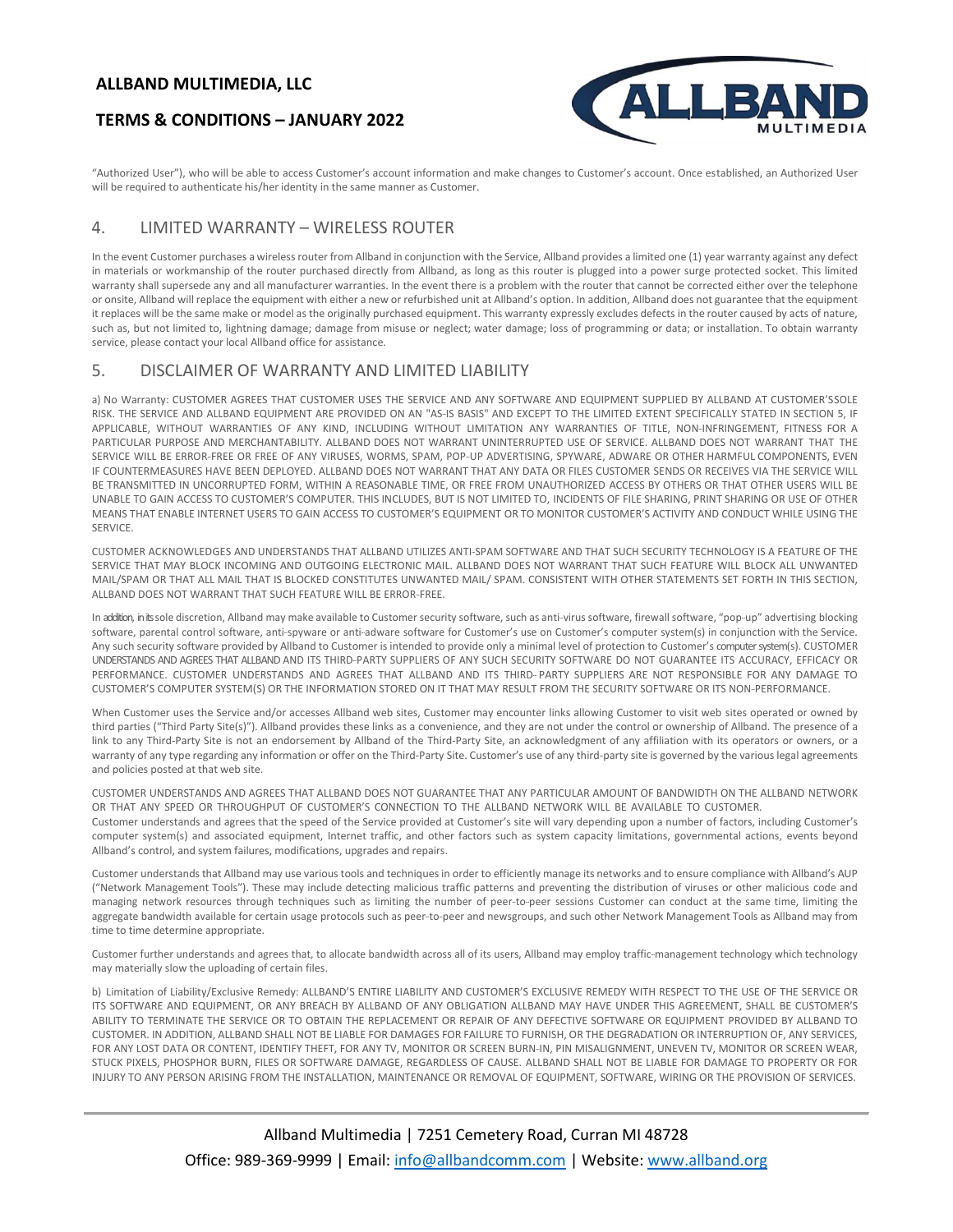"Authorized User"), who will be able to access Customer's account information and make changes to Customer's account. Once established, an Authorized User will be required to authenticate his/her identity in the same manner as Customer.

## 4. LIMITED WARRANTY – WIRELESS ROUTER

In the event Customer purchases a wireless router from Allband in conjunction with the Service, Allband provides a limited one (1) year warranty against any defect in materials or workmanship of the router purchased directly from Allband, as long as this router is plugged into a power surge protected socket. This limited warranty shall supersede any and all manufacturer warranties. In the event there is a problem with the router that cannot be corrected either over the telephone or onsite, Allband will replace the equipment with either a new or refurbished unit at Allband's option. In addition, Allband does not guarantee that the equipment it replaces will be the same make or model as the originally purchased equipment. This warranty expressly excludes defects in the router caused by acts of nature, such as, but not limited to, lightning damage; damage from misuse or neglect; water damage; loss of programming or data; or installation. To obtain warranty service, please contact your local Allband office for assistance.

## 5. DISCLAIMER OF WARRANTY AND LIMITED LIABILITY

a) No Warranty: CUSTOMER AGREES THAT CUSTOMER USES THE SERVICE AND ANY SOFTWARE AND EQUIPMENT SUPPLIED BY ALLBAND AT CUSTOMER'SSOLE RISK. THE SERVICE AND ALLBAND EQUIPMENT ARE PROVIDED ON AN "AS-IS BASIS" AND EXCEPT TO THE LIMITED EXTENT SPECIFICALLY STATED IN SECTION 5, IF APPLICABLE, WITHOUT WARRANTIES OF ANY KIND, INCLUDING WITHOUT LIMITATION ANY WARRANTIES OF TITLE, NON-INFRINGEMENT, FITNESS FOR A PARTICULAR PURPOSE AND MERCHANTABILITY. ALLBAND DOES NOT WARRANT UNINTERRUPTED USE OF SERVICE. ALLBAND DOES NOT WARRANT THAT THE SERVICE WILL BE ERROR-FREE OR FREE OF ANY VIRUSES, WORMS, SPAM, POP-UP ADVERTISING, SPYWARE, ADWARE OR OTHER HARMFUL COMPONENTS, EVEN IF COUNTERMEASURES HAVE BEEN DEPLOYED. ALLBAND DOES NOT WARRANT THAT ANY DATA OR FILES CUSTOMER SENDS OR RECEIVES VIA THE SERVICE WILL BE TRANSMITTED IN UNCORRUPTED FORM, WITHIN A REASONABLE TIME, OR FREE FROM UNAUTHORIZED ACCESS BY OTHERS OR THAT OTHER USERS WILL BE UNABLE TO GAIN ACCESS TO CUSTOMER'S COMPUTER. THIS INCLUDES, BUT IS NOT LIMITED TO, INCIDENTS OF FILE SHARING, PRINT SHARING OR USE OF OTHER MEANS THAT ENABLE INTERNET USERS TO GAIN ACCESS TO CUSTOMER'S EQUIPMENT OR TO MONITOR CUSTOMER'S ACTIVITY AND CONDUCT WHILE USING THE SERVICE.

CUSTOMER ACKNOWLEDGES AND UNDERSTANDS THAT ALLBAND UTILIZES ANTI-SPAM SOFTWARE AND THAT SUCH SECURITY TECHNOLOGY IS A FEATURE OF THE SERVICE THAT MAY BLOCK INCOMING AND OUTGOING ELECTRONIC MAIL. ALLBAND DOES NOT WARRANT THAT SUCH FEATURE WILL BLOCK ALL UNWANTED MAIL/SPAM OR THAT ALL MAIL THAT IS BLOCKED CONSTITUTES UNWANTED MAIL/ SPAM. CONSISTENT WITH OTHER STATEMENTS SET FORTH IN THIS SECTION, ALLBAND DOES NOT WARRANT THAT SUCH FEATURE WILL BE ERROR-FREE.

In addition, in its sole discretion, Allband may make available to Customer security software, such as anti-virus software, firewall software, "pop-up" advertising blocking software, parental control software, anti-spyware or anti-adware software for Customer's use on Customer's computer system(s) in conjunction with the Service. Any such security software provided by Allband to Customer is intended to provide only a minimal level of protection to Customer's computer system(s). CUSTOMER UNDERSTANDS AND AGREES THAT ALLBAND AND ITS THIRD-PARTY SUPPLIERS OF ANY SUCH SECURITY SOFTWARE DO NOT GUARANTEE ITS ACCURACY, EFFICACY OR PERFORMANCE. CUSTOMER UNDERSTANDS AND AGREES THAT ALLBAND AND ITS THIRD- PARTY SUPPLIERS ARE NOT RESPONSIBLE FOR ANY DAMAGE TO CUSTOMER'S COMPUTER SYSTEM(S) OR THE INFORMATION STORED ON IT THAT MAY RESULT FROM THE SECURITY SOFTWARE OR ITS NON-PERFORMANCE.

When Customer uses the Service and/or accesses Allband web sites, Customer may encounter links allowing Customer to visit web sites operated or owned by third parties ("Third Party Site(s)"). Allband provides these links as a convenience, and they are not under the control or ownership of Allband. The presence of a link to any Third-Party Site is not an endorsement by Allband of the Third-Party Site, an acknowledgment of any affiliation with its operators or owners, or a warranty of any type regarding any information or offer on the Third-Party Site. Customer's use of any third-party site is governed by the various legal agreements and policies posted at that web site.

CUSTOMER UNDERSTANDS AND AGREES THAT ALLBAND DOES NOT GUARANTEE THAT ANY PARTICULAR AMOUNT OF BANDWIDTH ON THE ALLBAND NETWORK OR THAT ANY SPEED OR THROUGHPUT OF CUSTOMER'S CONNECTION TO THE ALLBAND NETWORK WILL BE AVAILABLE TO CUSTOMER.
Customer understands and agrees that the speed of the Service provided at Customer's site will vary depending upon a number of factors, including Customer's computer system(s) and associated equipment, Internet traffic, and other factors such as system capacity limitations, governmental actions, events beyond Allband's control, and system failures, modifications, upgrades and repairs.

Customer understands that Allband may use various tools and techniques in order to efficiently manage its networks and to ensure compliance with Allband's AUP ("Network Management Tools"). These may include detecting malicious traffic patterns and preventing the distribution of viruses or other malicious code and managing network resources through techniques such as limiting the number of peer-to-peer sessions Customer can conduct at the same time, limiting the aggregate bandwidth available for certain usage protocols such as peer-to-peer and newsgroups, and such other Network Management Tools as Allband may from time to time determine appropriate.

Customer further understands and agrees that, to allocate bandwidth across all of its users, Allband may employ traffic-management technology which technology may materially slow the uploading of certain files.

b) Limitation of Liability/Exclusive Remedy: ALLBAND'S ENTIRE LIABILITY AND CUSTOMER'S EXCLUSIVE REMEDY WITH RESPECT TO THE USE OF THE SERVICE OR ITS SOFTWARE AND EQUIPMENT, OR ANY BREACH BY ALLBAND OF ANY OBLIGATION ALLBAND MAY HAVE UNDER THIS AGREEMENT, SHALL BE CUSTOMER'S ABILITY TO TERMINATE THE SERVICE OR TO OBTAIN THE REPLACEMENT OR REPAIR OF ANY DEFECTIVE SOFTWARE OR EQUIPMENT PROVIDED BY ALLBAND TO CUSTOMER. IN ADDITION, ALLBAND SHALL NOT BE LIABLE FOR DAMAGES FOR FAILURE TO FURNISH, OR THE DEGRADATION OR INTERRUPTION OF, ANY SERVICES, FOR ANY LOST DATA OR CONTENT, IDENTIFY THEFT, FOR ANY TV, MONITOR OR SCREEN BURN-IN, PIN MISALIGNMENT, UNEVEN TV, MONITOR OR SCREEN WEAR, STUCK PIXELS, PHOSPHOR BURN, FILES OR SOFTWARE DAMAGE, REGARDLESS OF CAUSE. ALLBAND SHALL NOT BE LIABLE FOR DAMAGE TO PROPERTY OR FOR INJURY TO ANY PERSON ARISING FROM THE INSTALLATION, MAINTENANCE OR REMOVAL OF EQUIPMENT, SOFTWARE, WIRING OR THE PROVISION OF SERVICES.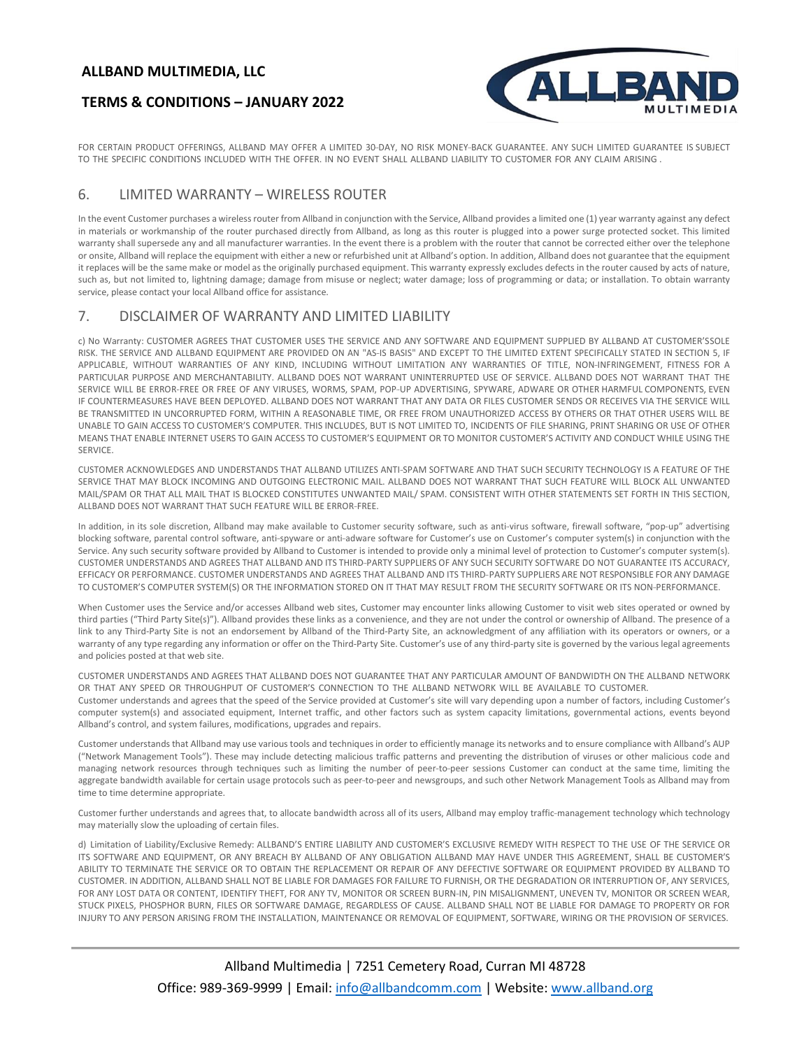FOR CERTAIN PRODUCT OFFERINGS, ALLBAND MAY OFFER A LIMITED 30-DAY, NO RISK MONEY-BACK GUARANTEE. ANY SUCH LIMITED GUARANTEE IS SUBJECT TO THE SPECIFIC CONDITIONS INCLUDED WITH THE OFFER. IN NO EVENT SHALL ALLBAND LIABILITY TO CUSTOMER FOR ANY CLAIM ARISING .

## 6. LIMITED WARRANTY – WIRELESS ROUTER

In the event Customer purchases a wireless router from Allband in conjunction with the Service, Allband provides a limited one (1) year warranty against any defect in materials or workmanship of the router purchased directly from Allband, as long as this router is plugged into a power surge protected socket. This limited warranty shall supersede any and all manufacturer warranties. In the event there is a problem with the router that cannot be corrected either over the telephone or onsite, Allband will replace the equipment with either a new or refurbished unit at Allband's option. In addition, Allband does not guarantee that the equipment it replaces will be the same make or model as the originally purchased equipment. This warranty expressly excludes defects in the router caused by acts of nature, such as, but not limited to, lightning damage; damage from misuse or neglect; water damage; loss of programming or data; or installation. To obtain warranty service, please contact your local Allband office for assistance.

## 7. DISCLAIMER OF WARRANTY AND LIMITED LIABILITY

c) No Warranty: CUSTOMER AGREES THAT CUSTOMER USES THE SERVICE AND ANY SOFTWARE AND EQUIPMENT SUPPLIED BY ALLBAND AT CUSTOMER'SSOLE RISK. THE SERVICE AND ALLBAND EQUIPMENT ARE PROVIDED ON AN "AS-IS BASIS" AND EXCEPT TO THE LIMITED EXTENT SPECIFICALLY STATED IN SECTION 5, IF APPLICABLE, WITHOUT WARRANTIES OF ANY KIND, INCLUDING WITHOUT LIMITATION ANY WARRANTIES OF TITLE, NON-INFRINGEMENT, FITNESS FOR A PARTICULAR PURPOSE AND MERCHANTABILITY. ALLBAND DOES NOT WARRANT UNINTERRUPTED USE OF SERVICE. ALLBAND DOES NOT WARRANT THAT THE SERVICE WILL BE ERROR-FREE OR FREE OF ANY VIRUSES, WORMS, SPAM, POP-UP ADVERTISING, SPYWARE, ADWARE OR OTHER HARMFUL COMPONENTS, EVEN IF COUNTERMEASURES HAVE BEEN DEPLOYED. ALLBAND DOES NOT WARRANT THAT ANY DATA OR FILES CUSTOMER SENDS OR RECEIVES VIA THE SERVICE WILL BE TRANSMITTED IN UNCORRUPTED FORM, WITHIN A REASONABLE TIME, OR FREE FROM UNAUTHORIZED ACCESS BY OTHERS OR THAT OTHER USERS WILL BE UNABLE TO GAIN ACCESS TO CUSTOMER'S COMPUTER. THIS INCLUDES, BUT IS NOT LIMITED TO, INCIDENTS OF FILE SHARING, PRINT SHARING OR USE OF OTHER MEANS THAT ENABLE INTERNET USERS TO GAIN ACCESS TO CUSTOMER'S EQUIPMENT OR TO MONITOR CUSTOMER'S ACTIVITY AND CONDUCT WHILE USING THE SERVICE.

CUSTOMER ACKNOWLEDGES AND UNDERSTANDS THAT ALLBAND UTILIZES ANTI-SPAM SOFTWARE AND THAT SUCH SECURITY TECHNOLOGY IS A FEATURE OF THE SERVICE THAT MAY BLOCK INCOMING AND OUTGOING ELECTRONIC MAIL. ALLBAND DOES NOT WARRANT THAT SUCH FEATURE WILL BLOCK ALL UNWANTED MAIL/SPAM OR THAT ALL MAIL THAT IS BLOCKED CONSTITUTES UNWANTED MAIL/ SPAM. CONSISTENT WITH OTHER STATEMENTS SET FORTH IN THIS SECTION, ALLBAND DOES NOT WARRANT THAT SUCH FEATURE WILL BE ERROR-FREE.

In addition, in its sole discretion, Allband may make available to Customer security software, such as anti-virus software, firewall software, "pop-up" advertising blocking software, parental control software, anti-spyware or anti-adware software for Customer's use on Customer's computer system(s) in conjunction with the Service. Any such security software provided by Allband to Customer is intended to provide only a minimal level of protection to Customer's computer system(s). CUSTOMER UNDERSTANDS AND AGREES THAT ALLBAND AND ITS THIRD-PARTY SUPPLIERS OF ANY SUCH SECURITY SOFTWARE DO NOT GUARANTEE ITS ACCURACY, EFFICACY OR PERFORMANCE. CUSTOMER UNDERSTANDS AND AGREES THAT ALLBAND AND ITS THIRD-PARTY SUPPLIERS ARE NOT RESPONSIBLE FOR ANY DAMAGE TO CUSTOMER'S COMPUTER SYSTEM(S) OR THE INFORMATION STORED ON IT THAT MAY RESULT FROM THE SECURITY SOFTWARE OR ITS NON-PERFORMANCE.

When Customer uses the Service and/or accesses Allband web sites, Customer may encounter links allowing Customer to visit web sites operated or owned by third parties ("Third Party Site(s)"). Allband provides these links as a convenience, and they are not under the control or ownership of Allband. The presence of a link to any Third-Party Site is not an endorsement by Allband of the Third-Party Site, an acknowledgment of any affiliation with its operators or owners, or a warranty of any type regarding any information or offer on the Third-Party Site. Customer's use of any third-party site is governed by the various legal agreements and policies posted at that web site.

CUSTOMER UNDERSTANDS AND AGREES THAT ALLBAND DOES NOT GUARANTEE THAT ANY PARTICULAR AMOUNT OF BANDWIDTH ON THE ALLBAND NETWORK OR THAT ANY SPEED OR THROUGHPUT OF CUSTOMER'S CONNECTION TO THE ALLBAND NETWORK WILL BE AVAILABLE TO CUSTOMER.
Customer understands and agrees that the speed of the Service provided at Customer's site will vary depending upon a number of factors, including Customer's computer system(s) and associated equipment, Internet traffic, and other factors such as system capacity limitations, governmental actions, events beyond Allband's control, and system failures, modifications, upgrades and repairs.

Customer understands that Allband may use various tools and techniques in order to efficiently manage its networks and to ensure compliance with Allband's AUP ("Network Management Tools"). These may include detecting malicious traffic patterns and preventing the distribution of viruses or other malicious code and managing network resources through techniques such as limiting the number of peer-to-peer sessions Customer can conduct at the same time, limiting the aggregate bandwidth available for certain usage protocols such as peer-to-peer and newsgroups, and such other Network Management Tools as Allband may from time to time determine appropriate.

Customer further understands and agrees that, to allocate bandwidth across all of its users, Allband may employ traffic-management technology which technology may materially slow the uploading of certain files.

d) Limitation of Liability/Exclusive Remedy: ALLBAND'S ENTIRE LIABILITY AND CUSTOMER'S EXCLUSIVE REMEDY WITH RESPECT TO THE USE OF THE SERVICE OR ITS SOFTWARE AND EQUIPMENT, OR ANY BREACH BY ALLBAND OF ANY OBLIGATION ALLBAND MAY HAVE UNDER THIS AGREEMENT, SHALL BE CUSTOMER'S ABILITY TO TERMINATE THE SERVICE OR TO OBTAIN THE REPLACEMENT OR REPAIR OF ANY DEFECTIVE SOFTWARE OR EQUIPMENT PROVIDED BY ALLBAND TO CUSTOMER. IN ADDITION, ALLBAND SHALL NOT BE LIABLE FOR DAMAGES FOR FAILURE TO FURNISH, OR THE DEGRADATION OR INTERRUPTION OF, ANY SERVICES, FOR ANY LOST DATA OR CONTENT, IDENTIFY THEFT, FOR ANY TV, MONITOR OR SCREEN BURN-IN, PIN MISALIGNMENT, UNEVEN TV, MONITOR OR SCREEN WEAR, STUCK PIXELS, PHOSPHOR BURN, FILES OR SOFTWARE DAMAGE, REGARDLESS OF CAUSE. ALLBAND SHALL NOT BE LIABLE FOR DAMAGE TO PROPERTY OR FOR INJURY TO ANY PERSON ARISING FROM THE INSTALLATION, MAINTENANCE OR REMOVAL OF EQUIPMENT, SOFTWARE, WIRING OR THE PROVISION OF SERVICES.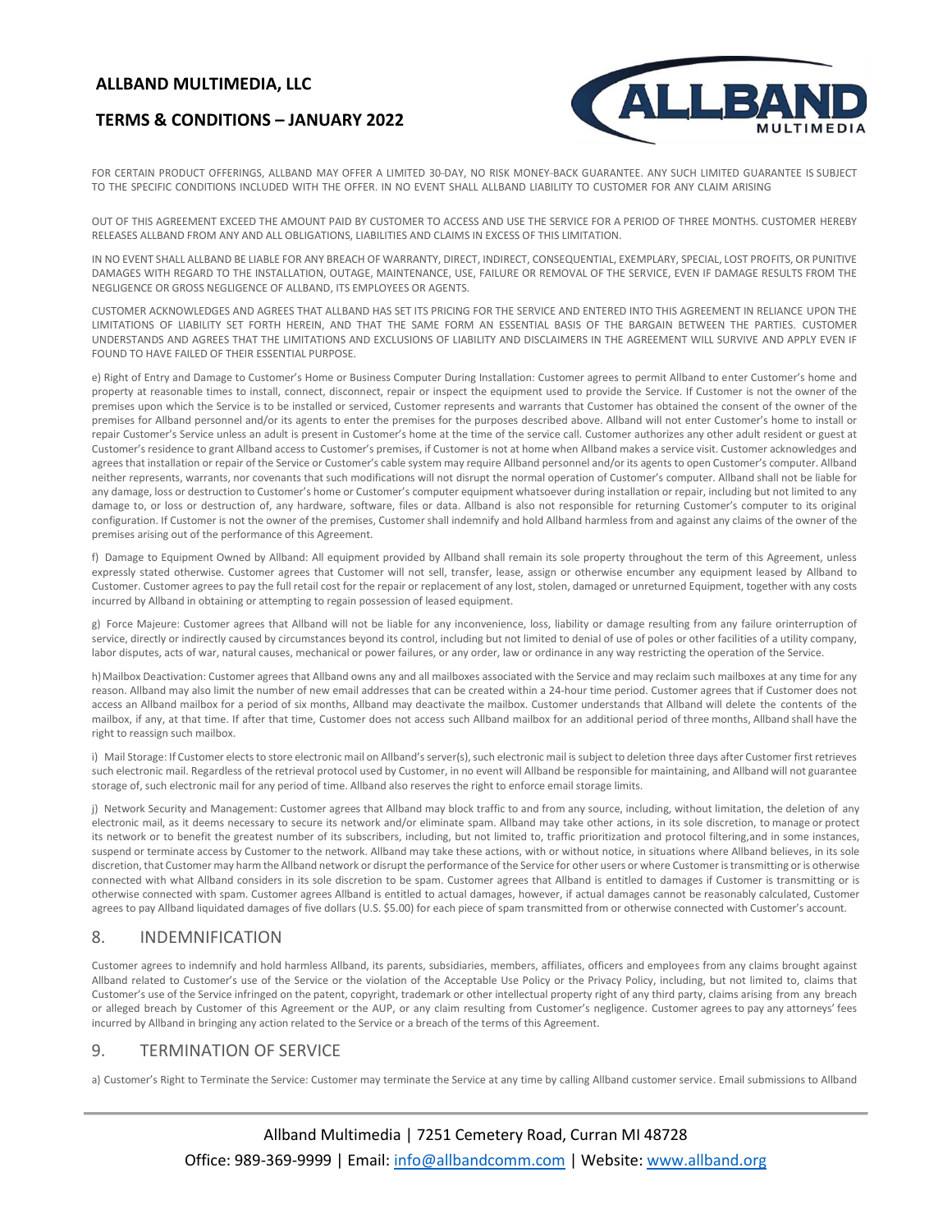FOR CERTAIN PRODUCT OFFERINGS, ALLBAND MAY OFFER A LIMITED 30-DAY, NO RISK MONEY-BACK GUARANTEE. ANY SUCH LIMITED GUARANTEE IS SUBJECT TO THE SPECIFIC CONDITIONS INCLUDED WITH THE OFFER. IN NO EVENT SHALL ALLBAND LIABILITY TO CUSTOMER FOR ANY CLAIM ARISING

OUT OF THIS AGREEMENT EXCEED THE AMOUNT PAID BY CUSTOMER TO ACCESS AND USE THE SERVICE FOR A PERIOD OF THREE MONTHS. CUSTOMER HEREBY RELEASES ALLBAND FROM ANY AND ALL OBLIGATIONS, LIABILITIES AND CLAIMS IN EXCESS OF THIS LIMITATION.

IN NO EVENT SHALL ALLBAND BE LIABLE FOR ANY BREACH OF WARRANTY, DIRECT, INDIRECT, CONSEQUENTIAL, EXEMPLARY, SPECIAL, LOST PROFITS, OR PUNITIVE DAMAGES WITH REGARD TO THE INSTALLATION, OUTAGE, MAINTENANCE, USE, FAILURE OR REMOVAL OF THE SERVICE, EVEN IF DAMAGE RESULTS FROM THE NEGLIGENCE OR GROSS NEGLIGENCE OF ALLBAND, ITS EMPLOYEES OR AGENTS.

CUSTOMER ACKNOWLEDGES AND AGREES THAT ALLBAND HAS SET ITS PRICING FOR THE SERVICE AND ENTERED INTO THIS AGREEMENT IN RELIANCE UPON THE LIMITATIONS OF LIABILITY SET FORTH HEREIN, AND THAT THE SAME FORM AN ESSENTIAL BASIS OF THE BARGAIN BETWEEN THE PARTIES. CUSTOMER UNDERSTANDS AND AGREES THAT THE LIMITATIONS AND EXCLUSIONS OF LIABILITY AND DISCLAIMERS IN THE AGREEMENT WILL SURVIVE AND APPLY EVEN IF FOUND TO HAVE FAILED OF THEIR ESSENTIAL PURPOSE.

e) Right of Entry and Damage to Customer's Home or Business Computer During Installation: Customer agrees to permit Allband to enter Customer's home and property at reasonable times to install, connect, disconnect, repair or inspect the equipment used to provide the Service. If Customer is not the owner of the premises upon which the Service is to be installed or serviced, Customer represents and warrants that Customer has obtained the consent of the owner of the premises for Allband personnel and/or its agents to enter the premises for the purposes described above. Allband will not enter Customer's home to install or repair Customer's Service unless an adult is present in Customer's home at the time of the service call. Customer authorizes any other adult resident or guest at Customer's residence to grant Allband access to Customer's premises, if Customer is not at home when Allband makes a service visit. Customer acknowledges and agrees that installation or repair of the Service or Customer's cable system may require Allband personnel and/or its agents to open Customer's computer. Allband neither represents, warrants, nor covenants that such modifications will not disrupt the normal operation of Customer's computer. Allband shall not be liable for any damage, loss or destruction to Customer's home or Customer's computer equipment whatsoever during installation or repair, including but not limited to any damage to, or loss or destruction of, any hardware, software, files or data. Allband is also not responsible for returning Customer's computer to its original configuration. If Customer is not the owner of the premises, Customer shall indemnify and hold Allband harmless from and against any claims of the owner of the premises arising out of the performance of this Agreement.

f) Damage to Equipment Owned by Allband: All equipment provided by Allband shall remain its sole property throughout the term of this Agreement, unless expressly stated otherwise. Customer agrees that Customer will not sell, transfer, lease, assign or otherwise encumber any equipment leased by Allband to Customer. Customer agrees to pay the full retail cost for the repair or replacement of any lost, stolen, damaged or unreturned Equipment, together with any costs incurred by Allband in obtaining or attempting to regain possession of leased equipment.

g) Force Majeure: Customer agrees that Allband will not be liable for any inconvenience, loss, liability or damage resulting from any failure orinterruption of service, directly or indirectly caused by circumstances beyond its control, including but not limited to denial of use of poles or other facilities of a utility company, labor disputes, acts of war, natural causes, mechanical or power failures, or any order, law or ordinance in any way restricting the operation of the Service.

h) Mailbox Deactivation: Customer agrees that Allband owns any and all mailboxes associated with the Service and may reclaim such mailboxes at any time for any reason. Allband may also limit the number of new email addresses that can be created within a 24-hour time period. Customer agrees that if Customer does not access an Allband mailbox for a period of six months, Allband may deactivate the mailbox. Customer understands that Allband will delete the contents of the mailbox, if any, at that time. If after that time, Customer does not access such Allband mailbox for an additional period of three months, Allband shall have the right to reassign such mailbox.

i) Mail Storage: If Customer elects to store electronic mail on Allband's server(s), such electronic mail is subject to deletion three days after Customer first retrieves such electronic mail. Regardless of the retrieval protocol used by Customer, in no event will Allband be responsible for maintaining, and Allband will not guarantee storage of, such electronic mail for any period of time. Allband also reserves the right to enforce email storage limits.

j) Network Security and Management: Customer agrees that Allband may block traffic to and from any source, including, without limitation, the deletion of any electronic mail, as it deems necessary to secure its network and/or eliminate spam. Allband may take other actions, in its sole discretion, to manage or protect its network or to benefit the greatest number of its subscribers, including, but not limited to, traffic prioritization and protocol filtering,and in some instances, suspend or terminate access by Customer to the network. Allband may take these actions, with or without notice, in situations where Allband believes, in its sole discretion, that Customer may harm the Allband network or disrupt the performance of the Service for other users or where Customer is transmitting or is otherwise connected with what Allband considers in its sole discretion to be spam. Customer agrees that Allband is entitled to damages if Customer is transmitting or is otherwise connected with spam. Customer agrees Allband is entitled to actual damages, however, if actual damages cannot be reasonably calculated, Customer agrees to pay Allband liquidated damages of five dollars (U.S. $5.00) for each piece of spam transmitted from or otherwise connected with Customer's account.

## 8. INDEMNIFICATION

Customer agrees to indemnify and hold harmless Allband, its parents, subsidiaries, members, affiliates, officers and employees from any claims brought against Allband related to Customer's use of the Service or the violation of the Acceptable Use Policy or the Privacy Policy, including, but not limited to, claims that Customer's use of the Service infringed on the patent, copyright, trademark or other intellectual property right of any third party, claims arising from any breach or alleged breach by Customer of this Agreement or the AUP, or any claim resulting from Customer's negligence. Customer agrees to pay any attorneys' fees incurred by Allband in bringing any action related to the Service or a breach of the terms of this Agreement.

## 9. TERMINATION OF SERVICE

a) Customer's Right to Terminate the Service: Customer may terminate the Service at any time by calling Allband customer service. Email submissions to Allband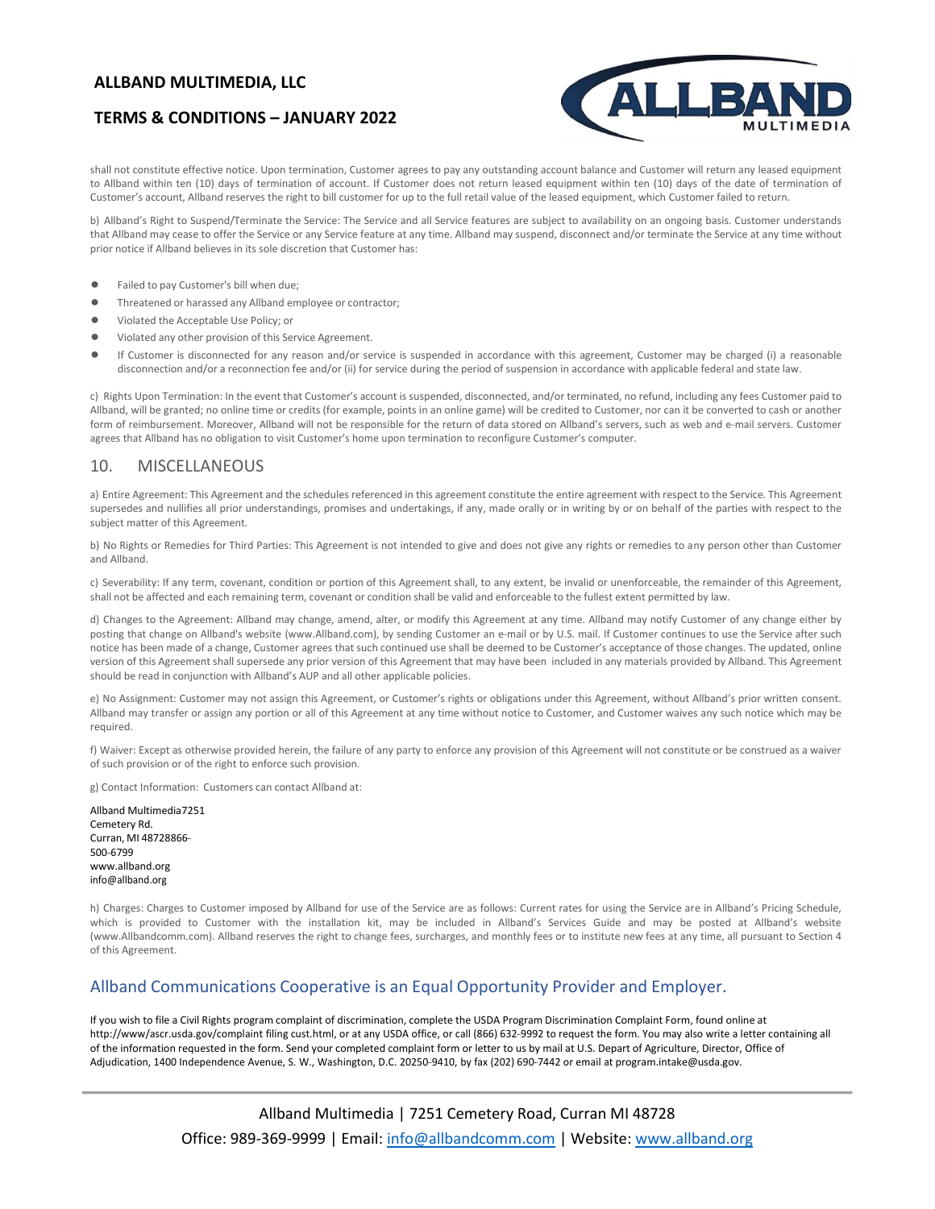shall not constitute effective notice. Upon termination, Customer agrees to pay any outstanding account balance and Customer will return any leased equipment to Allband within ten (10) days of termination of account. If Customer does not return leased equipment within ten (10) days of the date of termination of Customer's account, Allband reserves the right to bill customer for up to the full retail value of the leased equipment, which Customer failed to return.

b) Allband's Right to Suspend/Terminate the Service: The Service and all Service features are subject to availability on an ongoing basis. Customer understands that Allband may cease to offer the Service or any Service feature at any time. Allband may suspend, disconnect and/or terminate the Service at any time without prior notice if Allband believes in its sole discretion that Customer has:

- Failed to pay Customer's bill when due;
- Threatened or harassed any Allband employee or contractor;
- Violated the Acceptable Use Policy; or
- Violated any other provision of this Service Agreement.
- If Customer is disconnected for any reason and/or service is suspended in accordance with this agreement, Customer may be charged (i) a reasonable disconnection and/or a reconnection fee and/or (ii) for service during the period of suspension in accordance with applicable federal and state law.

c) Rights Upon Termination: In the event that Customer's account is suspended, disconnected, and/or terminated, no refund, including any fees Customer paid to Allband, will be granted; no online time or credits (for example, points in an online game) will be credited to Customer, nor can it be converted to cash or another form of reimbursement. Moreover, Allband will not be responsible for the return of data stored on Allband's servers, such as web and e-mail servers. Customer agrees that Allband has no obligation to visit Customer's home upon termination to reconfigure Customer's computer.

## 10. MISCELLANEOUS

a) Entire Agreement: This Agreement and the schedules referenced in this agreement constitute the entire agreement with respect to the Service. This Agreement supersedes and nullifies all prior understandings, promises and undertakings, if any, made orally or in writing by or on behalf of the parties with respect to the subject matter of this Agreement.

b) No Rights or Remedies for Third Parties: This Agreement is not intended to give and does not give any rights or remedies to any person other than Customer and Allband.

c) Severability: If any term, covenant, condition or portion of this Agreement shall, to any extent, be invalid or unenforceable, the remainder of this Agreement, shall not be affected and each remaining term, covenant or condition shall be valid and enforceable to the fullest extent permitted by law.

d) Changes to the Agreement: Allband may change, amend, alter, or modify this Agreement at any time. Allband may notify Customer of any change either by posting that change on Allband's website (www.Allband.com), by sending Customer an e-mail or by U.S. mail. If Customer continues to use the Service after such notice has been made of a change, Customer agrees that such continued use shall be deemed to be Customer's acceptance of those changes. The updated, online version of this Agreement shall supersede any prior version of this Agreement that may have been included in any materials provided by Allband. This Agreement should be read in conjunction with Allband's AUP and all other applicable policies.

e) No Assignment: Customer may not assign this Agreement, or Customer's rights or obligations under this Agreement, without Allband's prior written consent. Allband may transfer or assign any portion or all of this Agreement at any time without notice to Customer, and Customer waives any such notice which may be required.

f) Waiver: Except as otherwise provided herein, the failure of any party to enforce any provision of this Agreement will not constitute or be construed as a waiver of such provision or of the right to enforce such provision.

g) Contact Information: Customers can contact Allband at:

Allband Multimedia7251
Cemetery Rd.
Curran, MI 48728866-
500-6799
www.allband.org
info@allband.org

h) Charges: Charges to Customer imposed by Allband for use of the Service are as follows: Current rates for using the Service are in Allband's Pricing Schedule, which is provided to Customer with the installation kit, may be included in Allband's Services Guide and may be posted at Allband's website (www.Allbandcomm.com). Allband reserves the right to change fees, surcharges, and monthly fees or to institute new fees at any time, all pursuant to Section 4 of this Agreement.

## Allband Communications Cooperative is an Equal Opportunity Provider and Employer.

If you wish to file a Civil Rights program complaint of discrimination, complete the USDA Program Discrimination Complaint Form, found online at http://www/ascr.usda.gov/complaint filing cust.html, or at any USDA office, or call (866) 632-9992 to request the form. You may also write a letter containing all of the information requested in the form. Send your completed complaint form or letter to us by mail at U.S. Depart of Agriculture, Director, Office of Adjudication, 1400 Independence Avenue, S. W., Washington, D.C. 20250-9410, by fax (202) 690-7442 or email at program.intake@usda.gov.